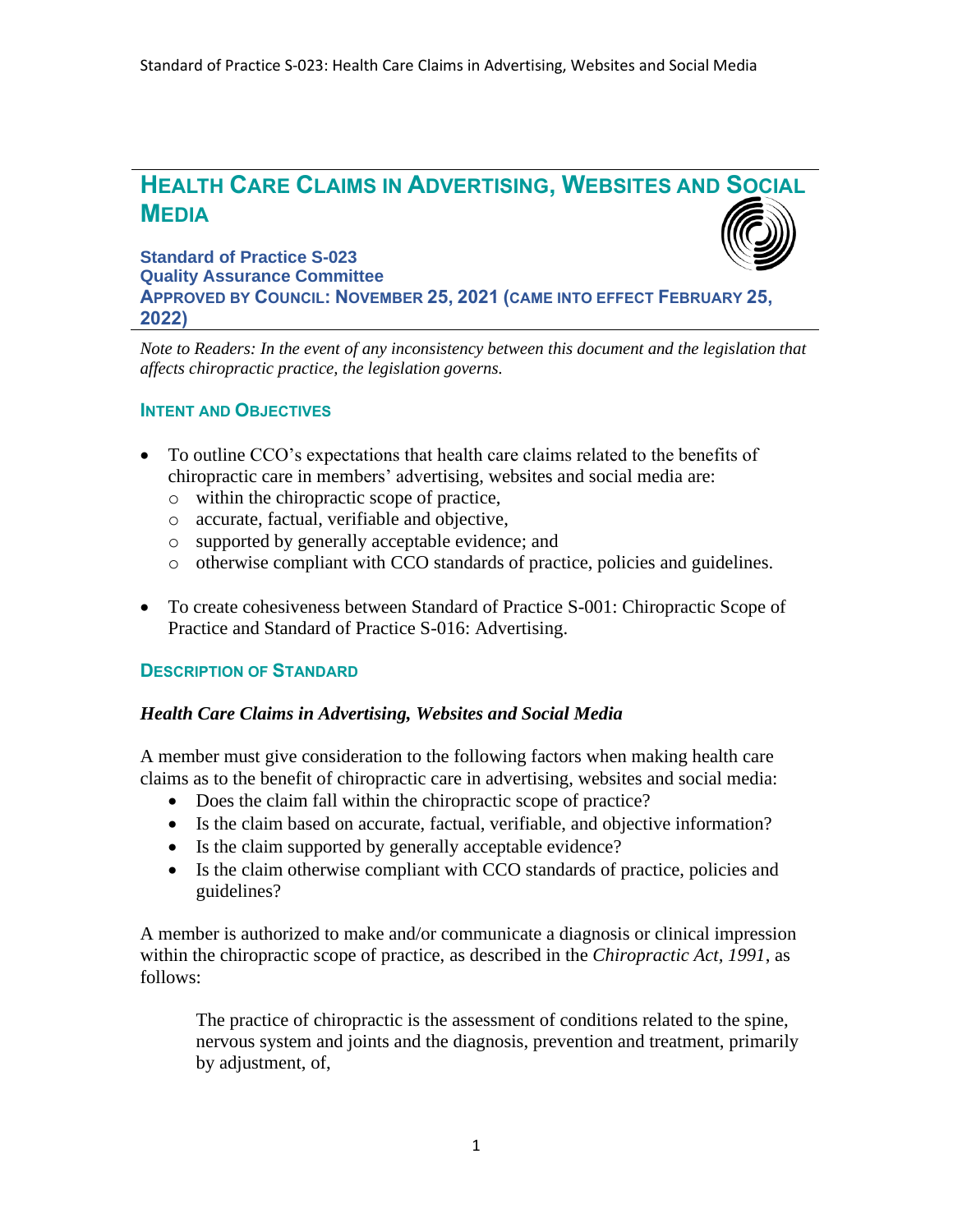# HEALTH CARE CLAIMS IN ADVERTISING, WEBSITES AND SOCIAL MEDIA

**Standard of Practice S-023**
**Quality Assurance Committee**
**APPROVED BY COUNCIL: NOVEMBER 25, 2021 (CAME INTO EFFECT FEBRUARY 25, 2022)**

*Note to Readers: In the event of any inconsistency between this document and the legislation that affects chiropractic practice, the legislation governs.*

## INTENT AND OBJECTIVES

- To outline CCO's expectations that health care claims related to the benefits of chiropractic care in members' advertising, websites and social media are:
  - within the chiropractic scope of practice,
  - accurate, factual, verifiable and objective,
  - supported by generally acceptable evidence; and
  - otherwise compliant with CCO standards of practice, policies and guidelines.

- To create cohesiveness between Standard of Practice S-001: Chiropractic Scope of Practice and Standard of Practice S-016: Advertising.

## DESCRIPTION OF STANDARD

### *Health Care Claims in Advertising, Websites and Social Media*

A member must give consideration to the following factors when making health care claims as to the benefit of chiropractic care in advertising, websites and social media:

- Does the claim fall within the chiropractic scope of practice?
- Is the claim based on accurate, factual, verifiable, and objective information?
- Is the claim supported by generally acceptable evidence?
- Is the claim otherwise compliant with CCO standards of practice, policies and guidelines?

A member is authorized to make and/or communicate a diagnosis or clinical impression within the chiropractic scope of practice, as described in the *Chiropractic Act, 1991*, as follows:

> The practice of chiropractic is the assessment of conditions related to the spine, nervous system and joints and the diagnosis, prevention and treatment, primarily by adjustment, of,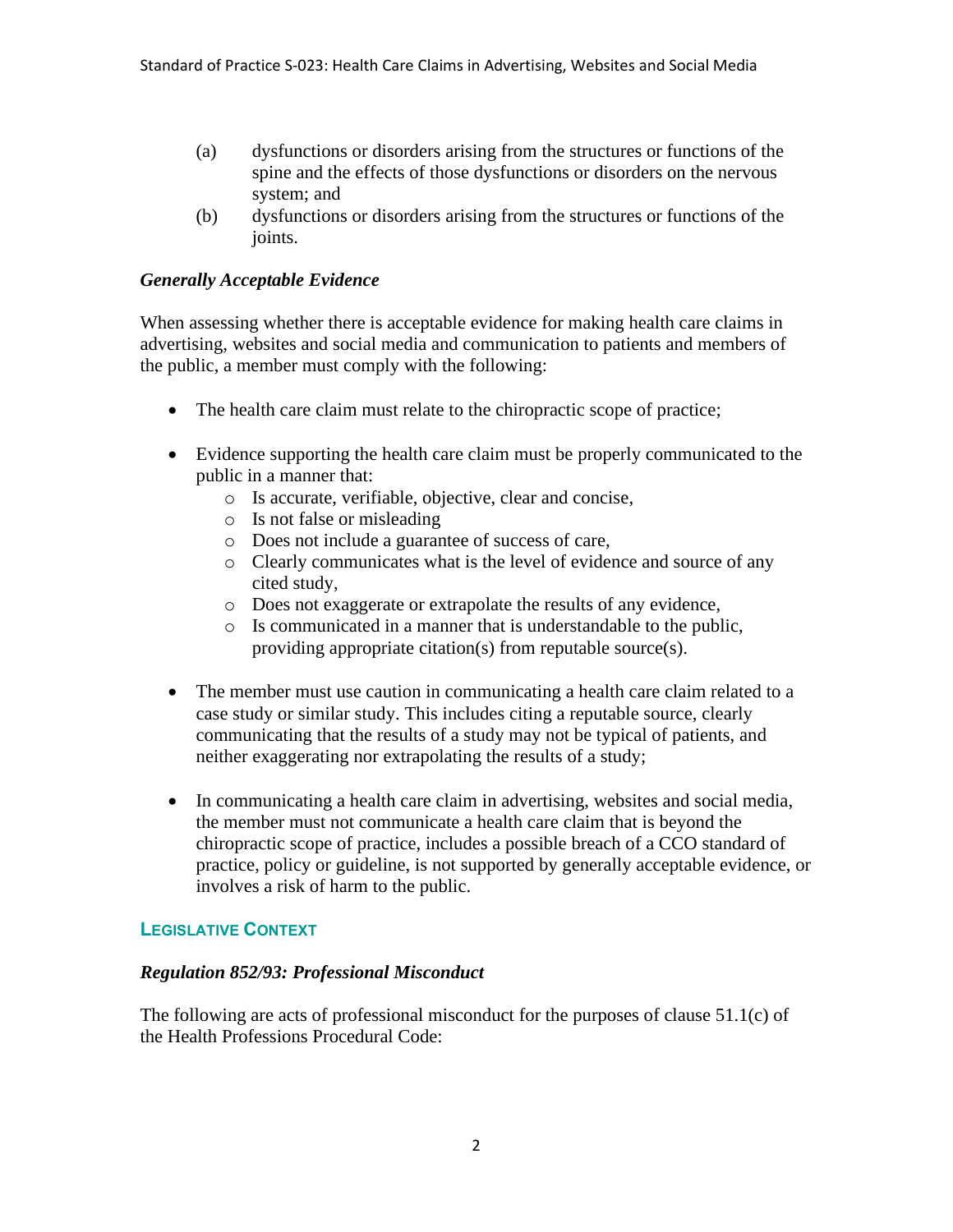(a) dysfunctions or disorders arising from the structures or functions of the spine and the effects of those dysfunctions or disorders on the nervous system; and

(b) dysfunctions or disorders arising from the structures or functions of the joints.

### *Generally Acceptable Evidence*

When assessing whether there is acceptable evidence for making health care claims in advertising, websites and social media and communication to patients and members of the public, a member must comply with the following:

- The health care claim must relate to the chiropractic scope of practice;

- Evidence supporting the health care claim must be properly communicated to the public in a manner that:
    - Is accurate, verifiable, objective, clear and concise,
    - Is not false or misleading
    - Does not include a guarantee of success of care,
    - Clearly communicates what is the level of evidence and source of any cited study,
    - Does not exaggerate or extrapolate the results of any evidence,
    - Is communicated in a manner that is understandable to the public, providing appropriate citation(s) from reputable source(s).

- The member must use caution in communicating a health care claim related to a case study or similar study. This includes citing a reputable source, clearly communicating that the results of a study may not be typical of patients, and neither exaggerating nor extrapolating the results of a study;

- In communicating a health care claim in advertising, websites and social media, the member must not communicate a health care claim that is beyond the chiropractic scope of practice, includes a possible breach of a CCO standard of practice, policy or guideline, is not supported by generally acceptable evidence, or involves a risk of harm to the public.

## LEGISLATIVE CONTEXT

### *Regulation 852/93: Professional Misconduct*

The following are acts of professional misconduct for the purposes of clause 51.1(c) of the Health Professions Procedural Code: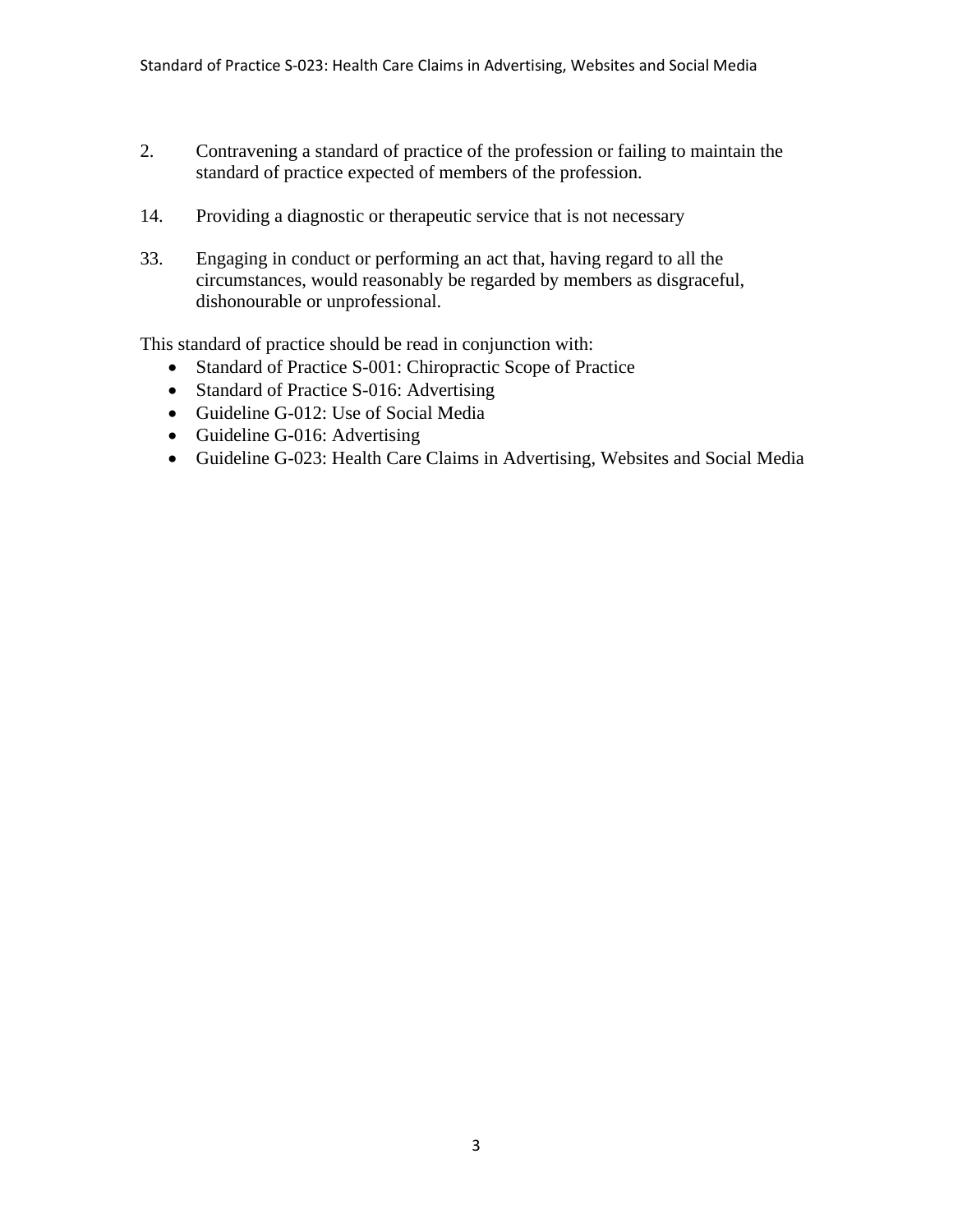2. Contravening a standard of practice of the profession or failing to maintain the standard of practice expected of members of the profession.

14. Providing a diagnostic or therapeutic service that is not necessary

33. Engaging in conduct or performing an act that, having regard to all the circumstances, would reasonably be regarded by members as disgraceful, dishonourable or unprofessional.

This standard of practice should be read in conjunction with:

- Standard of Practice S-001: Chiropractic Scope of Practice
- Standard of Practice S-016: Advertising
- Guideline G-012: Use of Social Media
- Guideline G-016: Advertising
- Guideline G-023: Health Care Claims in Advertising, Websites and Social Media